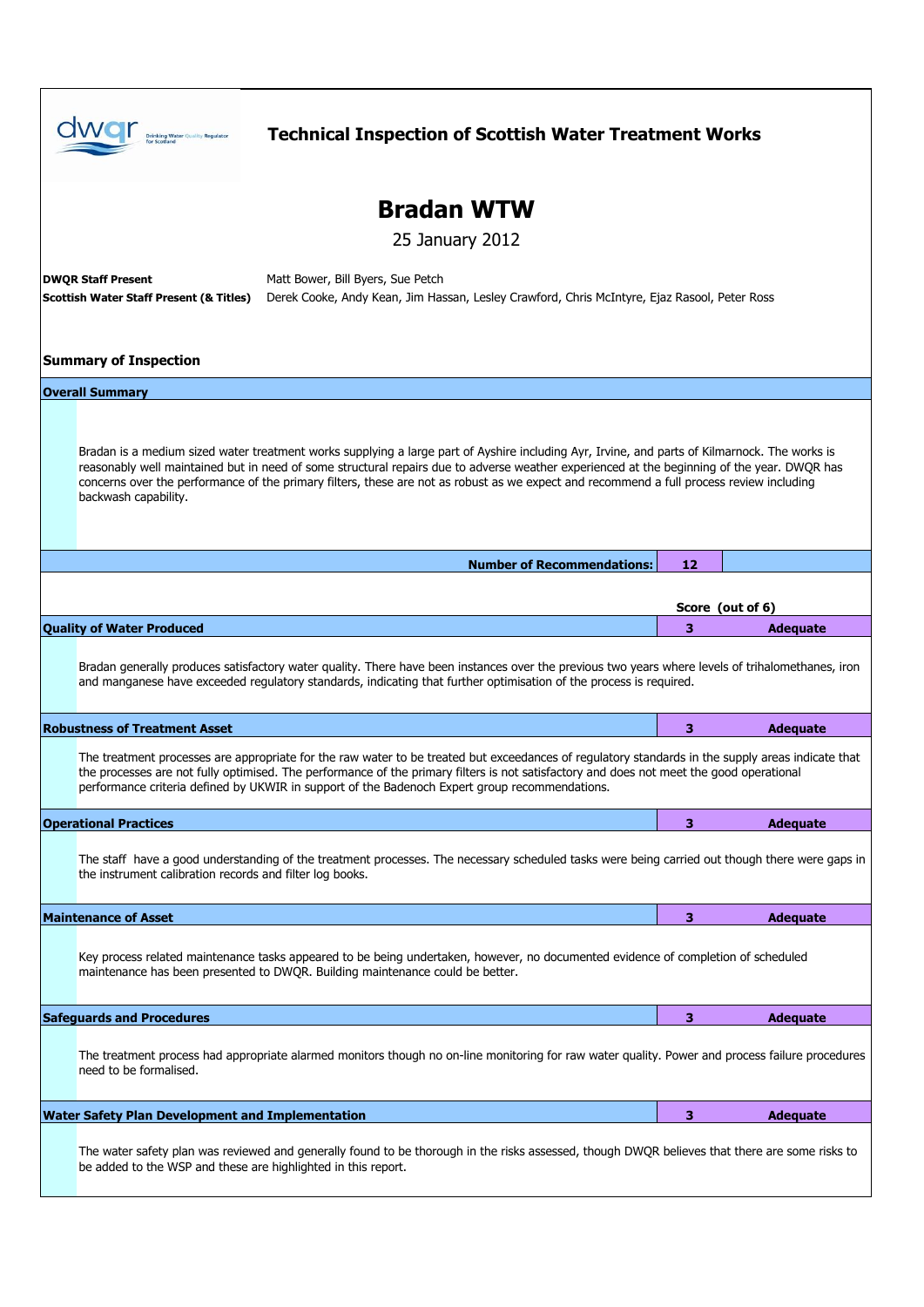# Technical Inspection of Scottish Water Treatment Works

# Bradan WTW

25 January 2012

**DWQR Staff Present** Matt Bower, Bill Byers, Sue Petch

**Scottish Water Staff Present (& Titles)** Derek Cooke, Andy Kean, Jim Hassan, Lesley Crawford, Chris McIntyre, Ejaz Rasool, Peter Ross

## Summary of Inspection

### Overall Summary

Bradan is a medium sized water treatment works supplying a large part of Ayshire including Ayr, Irvine, and parts of Kilmarnock. The works is reasonably well maintained but in need of some structural repairs due to adverse weather experienced at the beginning of the year. DWQR has concerns over the performance of the primary filters, these are not as robust as we expect and recommend a full process review including backwash capability.

**Number of Recommendations: 12**

| | Score (out of 6) | |
|---|---|---|
| **Quality of Water Produced** | 3 | Adequate |

Bradan generally produces satisfactory water quality. There have been instances over the previous two years where levels of trihalomethanes, iron and manganese have exceeded regulatory standards, indicating that further optimisation of the process is required.

| | | |
|---|---|---|
| **Robustness of Treatment Asset** | 3 | Adequate |

The treatment processes are appropriate for the raw water to be treated but exceedances of regulatory standards in the supply areas indicate that the processes are not fully optimised. The performance of the primary filters is not satisfactory and does not meet the good operational performance criteria defined by UKWIR in support of the Badenoch Expert group recommendations.

| | | |
|---|---|---|
| **Operational Practices** | 3 | Adequate |

The staff have a good understanding of the treatment processes. The necessary scheduled tasks were being carried out though there were gaps in the instrument calibration records and filter log books.

| | | |
|---|---|---|
| **Maintenance of Asset** | 3 | Adequate |

Key process related maintenance tasks appeared to be being undertaken, however, no documented evidence of completion of scheduled maintenance has been presented to DWQR. Building maintenance could be better.

| | | |
|---|---|---|
| **Safeguards and Procedures** | 3 | Adequate |

The treatment process had appropriate alarmed monitors though no on-line monitoring for raw water quality. Power and process failure procedures need to be formalised.

| | | |
|---|---|---|
| **Water Safety Plan Development and Implementation** | 3 | Adequate |

The water safety plan was reviewed and generally found to be thorough in the risks assessed, though DWQR believes that there are some risks to be added to the WSP and these are highlighted in this report.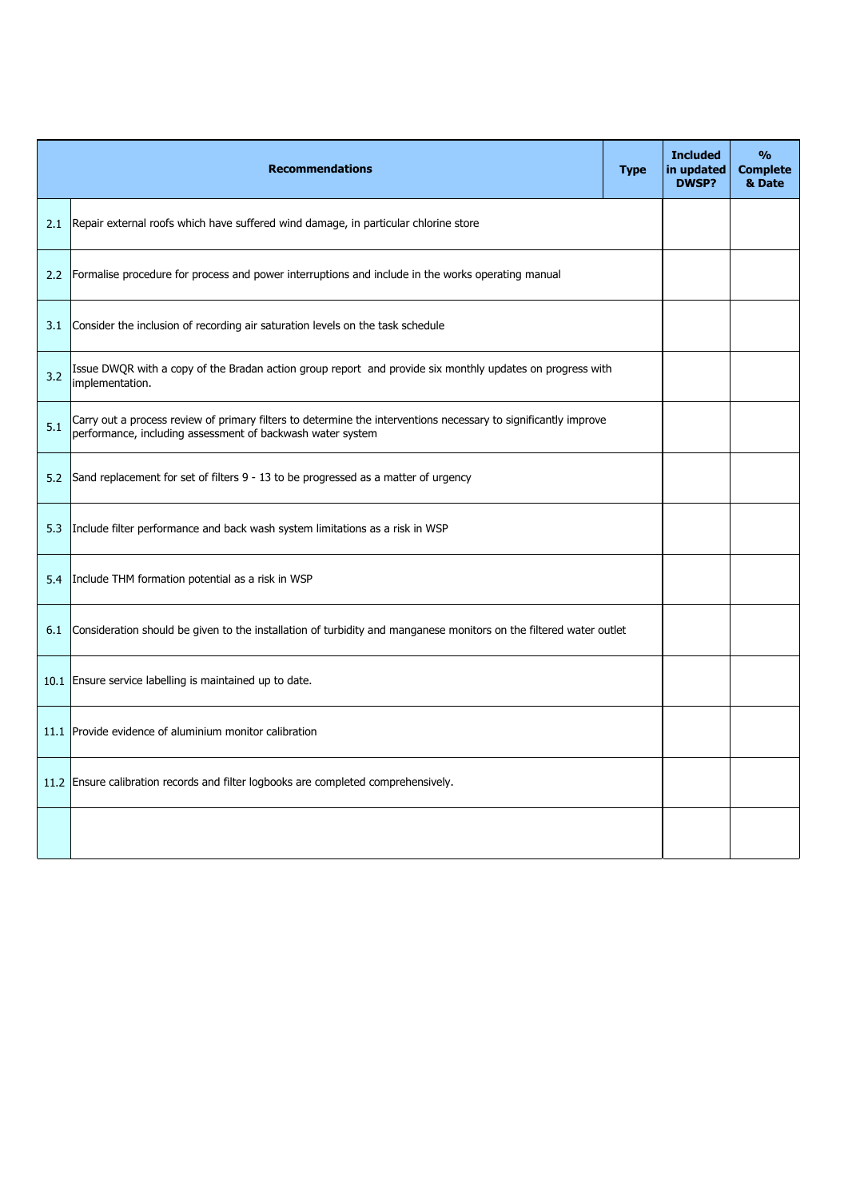| | Recommendations | Type | Included in updated DWSP? | % Complete & Date |
|---|---|---|---|---|
| 2.1 | Repair external roofs which have suffered wind damage, in particular chlorine store | | | |
| 2.2 | Formalise procedure for process and power interruptions and include in the works operating manual | | | |
| 3.1 | Consider the inclusion of recording air saturation levels on the task schedule | | | |
| 3.2 | Issue DWQR with a copy of the Bradan action group report and provide six monthly updates on progress with implementation. | | | |
| 5.1 | Carry out a process review of primary filters to determine the interventions necessary to significantly improve performance, including assessment of backwash water system | | | |
| 5.2 | Sand replacement for set of filters 9 - 13 to be progressed as a matter of urgency | | | |
| 5.3 | Include filter performance and back wash system limitations as a risk in WSP | | | |
| 5.4 | Include THM formation potential as a risk in WSP | | | |
| 6.1 | Consideration should be given to the installation of turbidity and manganese monitors on the filtered water outlet | | | |
| 10.1 | Ensure service labelling is maintained up to date. | | | |
| 11.1 | Provide evidence of aluminium monitor calibration | | | |
| 11.2 | Ensure calibration records and filter logbooks are completed comprehensively. | | | |
| | | | | |